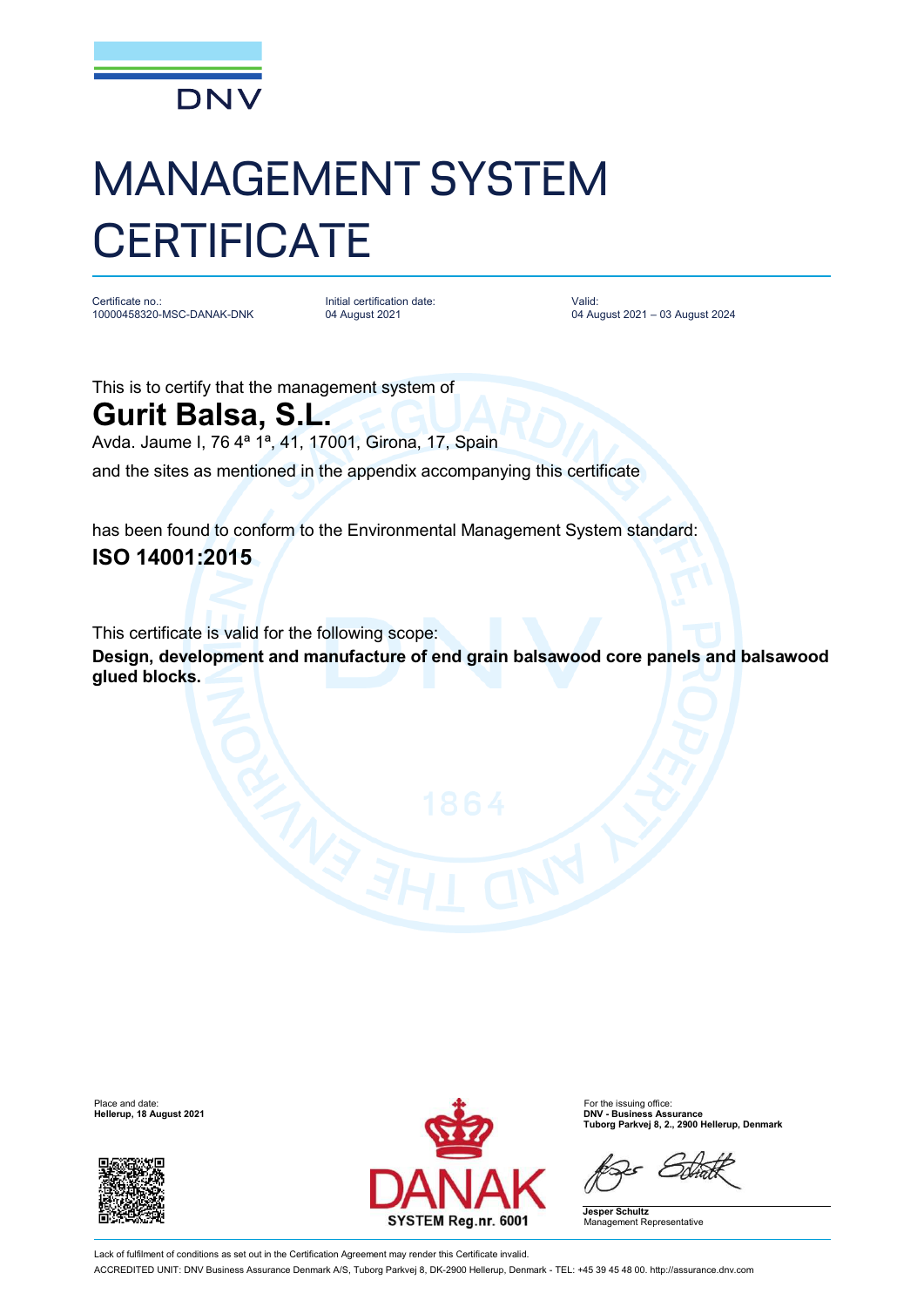DNV

# MANAGEMENT SYSTEM CERTIFICATE

Certificate no.:
10000458320-MSC-DANAK-DNK

Initial certification date:
04 August 2021

Valid:
04 August 2021 – 03 August 2024

This is to certify that the management system of

## Gurit Balsa, S.L.

Avda. Jaume I, 76 4ª 1ª, 41, 17001, Girona, 17, Spain

and the sites as mentioned in the appendix accompanying this certificate

has been found to conform to the Environmental Management System standard:

**ISO 14001:2015**

This certificate is valid for the following scope:

**Design, development and manufacture of end grain balsawood core panels and balsawood glued blocks.**

Place and date:
**Hellerup, 18 August 2021**

DANAK
SYSTEM Reg.nr. 6001

For the issuing office:
**DNV - Business Assurance**
**Tuborg Parkvej 8, 2., 2900 Hellerup, Denmark**

**Jesper Schultz**
Management Representative

Lack of fulfilment of conditions as set out in the Certification Agreement may render this Certificate invalid.

ACCREDITED UNIT: DNV Business Assurance Denmark A/S, Tuborg Parkvej 8, DK-2900 Hellerup, Denmark - TEL: +45 39 45 48 00. http://assurance.dnv.com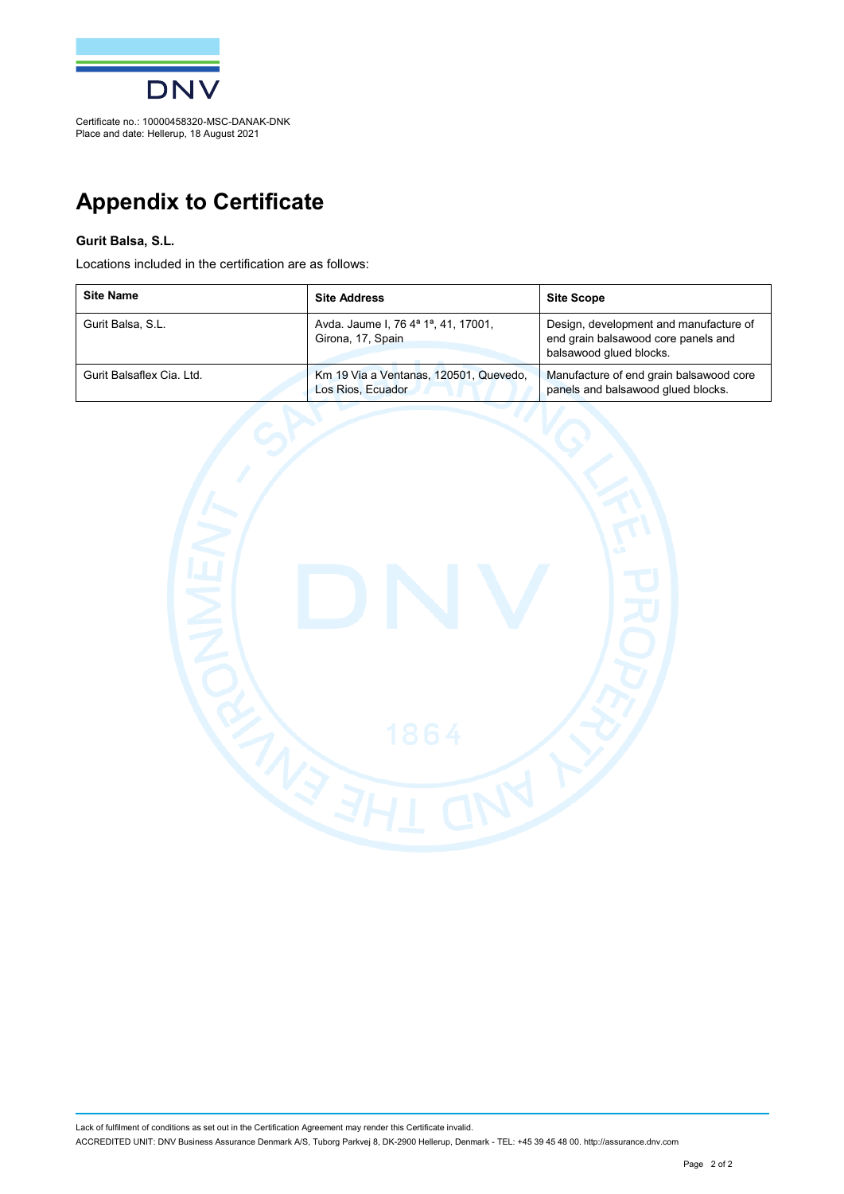Certificate no.: 10000458320-MSC-DANAK-DNK
Place and date: Hellerup, 18 August 2021

# Appendix to Certificate

**Gurit Balsa, S.L.**

Locations included in the certification are as follows:

| Site Name | Site Address | Site Scope |
|---|---|---|
| Gurit Balsa, S.L. | Avda. Jaume I, 76 4ª 1ª, 41, 17001, Girona, 17, Spain | Design, development and manufacture of end grain balsawood core panels and balsawood glued blocks. |
| Gurit Balsaflex Cia. Ltd. | Km 19 Via a Ventanas, 120501, Quevedo, Los Rios, Ecuador | Manufacture of end grain balsawood core panels and balsawood glued blocks. |

Lack of fulfilment of conditions as set out in the Certification Agreement may render this Certificate invalid.

ACCREDITED UNIT: DNV Business Assurance Denmark A/S, Tuborg Parkvej 8, DK-2900 Hellerup, Denmark - TEL: +45 39 45 48 00. http://assurance.dnv.com